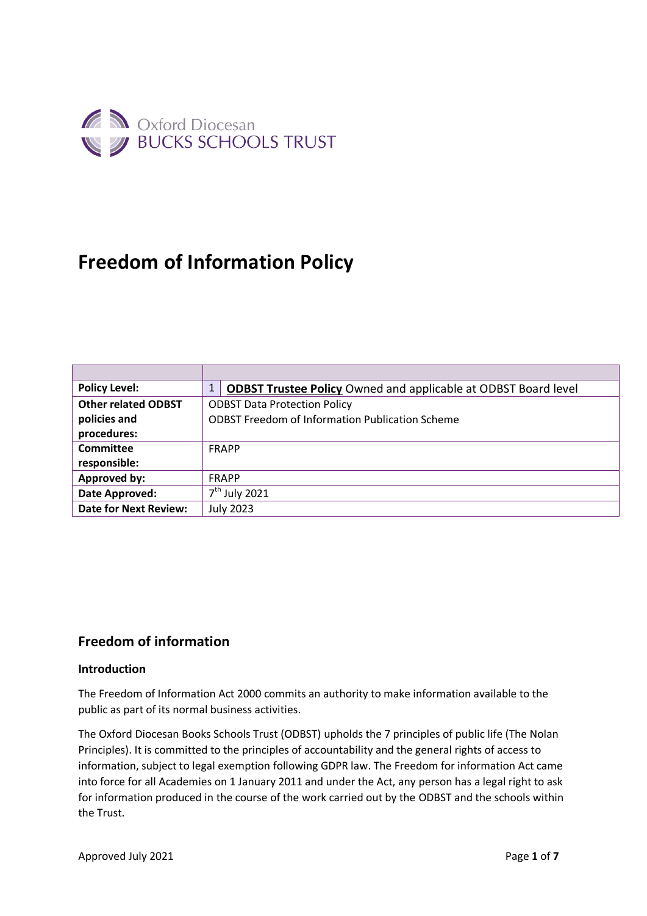Oxford Diocesan
BUCKS SCHOOLS TRUST

# Freedom of Information Policy

| | |
|---|---|
| **Policy Level:** | 1 **ODBST Trustee Policy** Owned and applicable at ODBST Board level |
| **Other related ODBST policies and procedures:** | ODBST Data Protection Policy<br>ODBST Freedom of Information Publication Scheme |
| **Committee responsible:** | FRAPP |
| **Approved by:** | FRAPP |
| **Date Approved:** | 7th July 2021 |
| **Date for Next Review:** | July 2023 |

## Freedom of information

### Introduction

The Freedom of Information Act 2000 commits an authority to make information available to the public as part of its normal business activities.

The Oxford Diocesan Books Schools Trust (ODBST) upholds the 7 principles of public life (The Nolan Principles). It is committed to the principles of accountability and the general rights of access to information, subject to legal exemption following GDPR law. The Freedom for information Act came into force for all Academies on 1 January 2011 and under the Act, any person has a legal right to ask for information produced in the course of the work carried out by the ODBST and the schools within the Trust.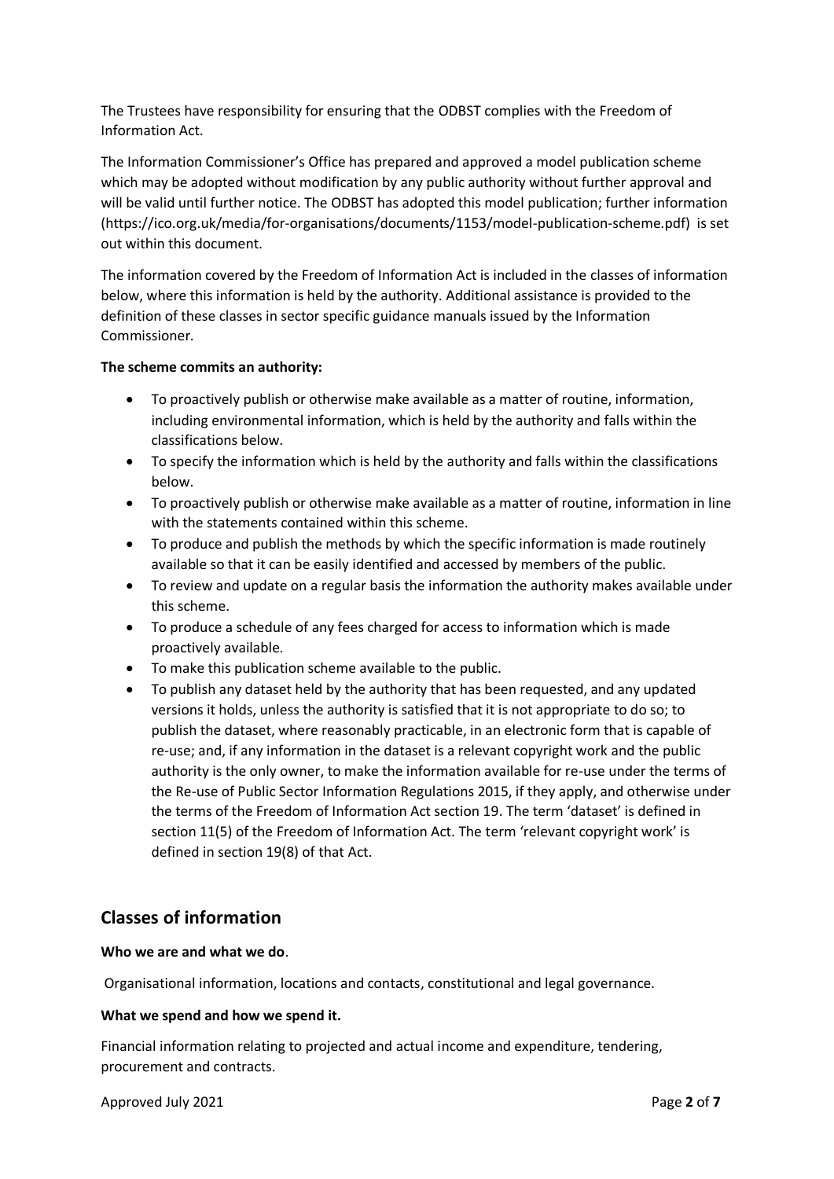The Trustees have responsibility for ensuring that the ODBST complies with the Freedom of Information Act.

The Information Commissioner's Office has prepared and approved a model publication scheme which may be adopted without modification by any public authority without further approval and will be valid until further notice. The ODBST has adopted this model publication; further information (https://ico.org.uk/media/for-organisations/documents/1153/model-publication-scheme.pdf) is set out within this document.

The information covered by the Freedom of Information Act is included in the classes of information below, where this information is held by the authority. Additional assistance is provided to the definition of these classes in sector specific guidance manuals issued by the Information Commissioner.

**The scheme commits an authority:**

- To proactively publish or otherwise make available as a matter of routine, information, including environmental information, which is held by the authority and falls within the classifications below.
- To specify the information which is held by the authority and falls within the classifications below.
- To proactively publish or otherwise make available as a matter of routine, information in line with the statements contained within this scheme.
- To produce and publish the methods by which the specific information is made routinely available so that it can be easily identified and accessed by members of the public.
- To review and update on a regular basis the information the authority makes available under this scheme.
- To produce a schedule of any fees charged for access to information which is made proactively available.
- To make this publication scheme available to the public.
- To publish any dataset held by the authority that has been requested, and any updated versions it holds, unless the authority is satisfied that it is not appropriate to do so; to publish the dataset, where reasonably practicable, in an electronic form that is capable of re-use; and, if any information in the dataset is a relevant copyright work and the public authority is the only owner, to make the information available for re-use under the terms of the Re-use of Public Sector Information Regulations 2015, if they apply, and otherwise under the terms of the Freedom of Information Act section 19. The term 'dataset' is defined in section 11(5) of the Freedom of Information Act. The term 'relevant copyright work' is defined in section 19(8) of that Act.

## Classes of information

**Who we are and what we do**.

Organisational information, locations and contacts, constitutional and legal governance.

**What we spend and how we spend it.**

Financial information relating to projected and actual income and expenditure, tendering, procurement and contracts.

Approved July 2021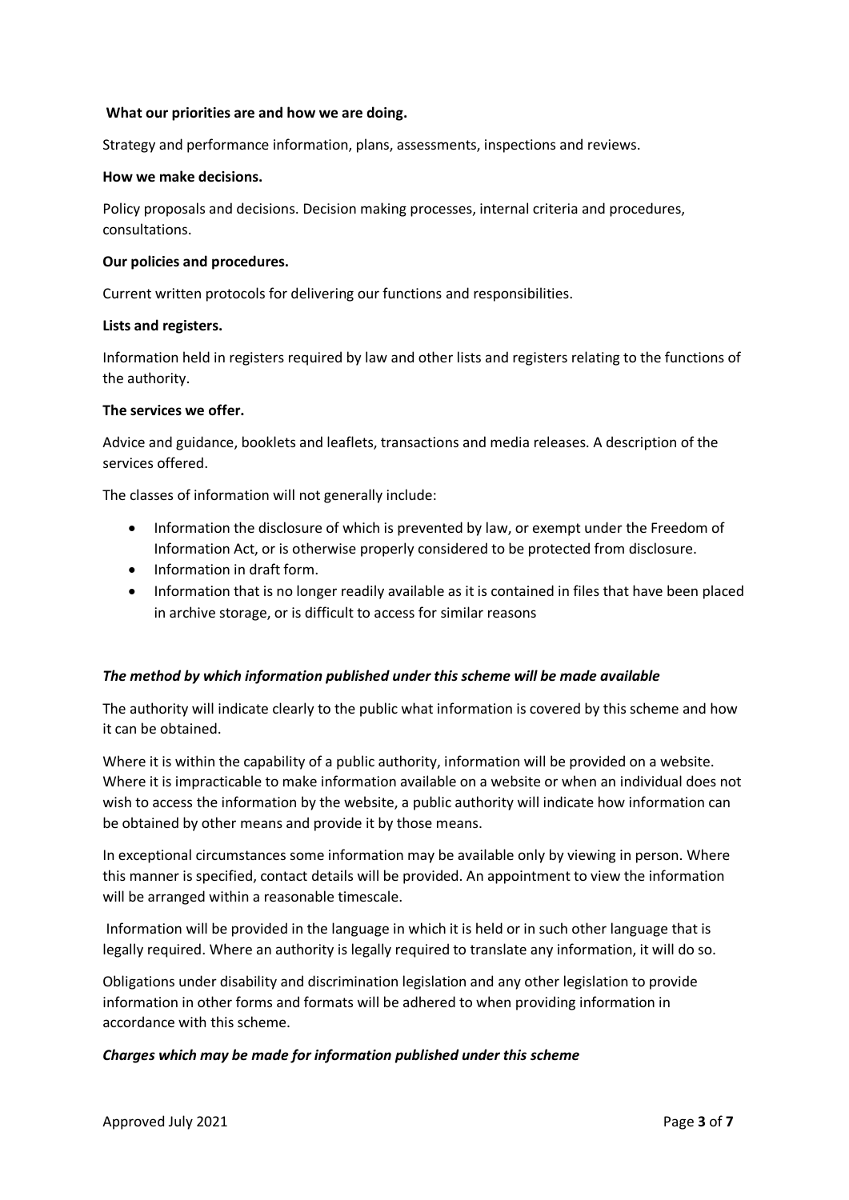**What our priorities are and how we are doing.**

Strategy and performance information, plans, assessments, inspections and reviews.

**How we make decisions.**

Policy proposals and decisions. Decision making processes, internal criteria and procedures, consultations.

**Our policies and procedures.**

Current written protocols for delivering our functions and responsibilities.

**Lists and registers.**

Information held in registers required by law and other lists and registers relating to the functions of the authority.

**The services we offer.**

Advice and guidance, booklets and leaflets, transactions and media releases. A description of the services offered.

The classes of information will not generally include:

- Information the disclosure of which is prevented by law, or exempt under the Freedom of Information Act, or is otherwise properly considered to be protected from disclosure.
- Information in draft form.
- Information that is no longer readily available as it is contained in files that have been placed in archive storage, or is difficult to access for similar reasons

***The method by which information published under this scheme will be made available***

The authority will indicate clearly to the public what information is covered by this scheme and how it can be obtained.

Where it is within the capability of a public authority, information will be provided on a website. Where it is impracticable to make information available on a website or when an individual does not wish to access the information by the website, a public authority will indicate how information can be obtained by other means and provide it by those means.

In exceptional circumstances some information may be available only by viewing in person. Where this manner is specified, contact details will be provided. An appointment to view the information will be arranged within a reasonable timescale.

Information will be provided in the language in which it is held or in such other language that is legally required. Where an authority is legally required to translate any information, it will do so.

Obligations under disability and discrimination legislation and any other legislation to provide information in other forms and formats will be adhered to when providing information in accordance with this scheme.

***Charges which may be made for information published under this scheme***

Approved July 2021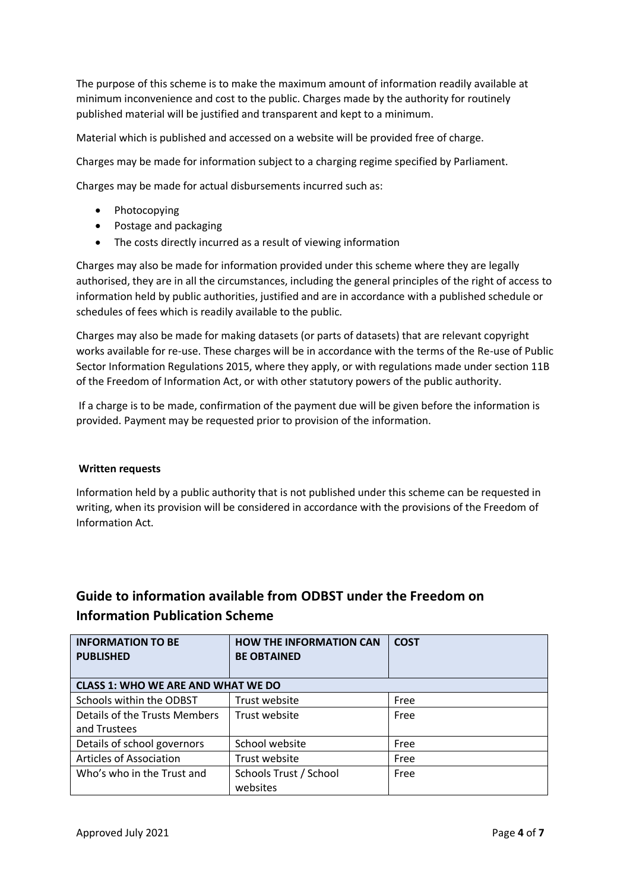The purpose of this scheme is to make the maximum amount of information readily available at minimum inconvenience and cost to the public. Charges made by the authority for routinely published material will be justified and transparent and kept to a minimum.

Material which is published and accessed on a website will be provided free of charge.

Charges may be made for information subject to a charging regime specified by Parliament.

Charges may be made for actual disbursements incurred such as:

- Photocopying
- Postage and packaging
- The costs directly incurred as a result of viewing information

Charges may also be made for information provided under this scheme where they are legally authorised, they are in all the circumstances, including the general principles of the right of access to information held by public authorities, justified and are in accordance with a published schedule or schedules of fees which is readily available to the public.

Charges may also be made for making datasets (or parts of datasets) that are relevant copyright works available for re-use. These charges will be in accordance with the terms of the Re-use of Public Sector Information Regulations 2015, where they apply, or with regulations made under section 11B of the Freedom of Information Act, or with other statutory powers of the public authority.

If a charge is to be made, confirmation of the payment due will be given before the information is provided. Payment may be requested prior to provision of the information.

**Written requests**

Information held by a public authority that is not published under this scheme can be requested in writing, when its provision will be considered in accordance with the provisions of the Freedom of Information Act.

## Guide to information available from ODBST under the Freedom on Information Publication Scheme

| INFORMATION TO BE PUBLISHED | HOW THE INFORMATION CAN BE OBTAINED | COST |
|---|---|---|
| **CLASS 1: WHO WE ARE AND WHAT WE DO** | | |
| Schools within the ODBST | Trust website | Free |
| Details of the Trusts Members and Trustees | Trust website | Free |
| Details of school governors | School website | Free |
| Articles of Association | Trust website | Free |
| Who's who in the Trust and | Schools Trust / School websites | Free |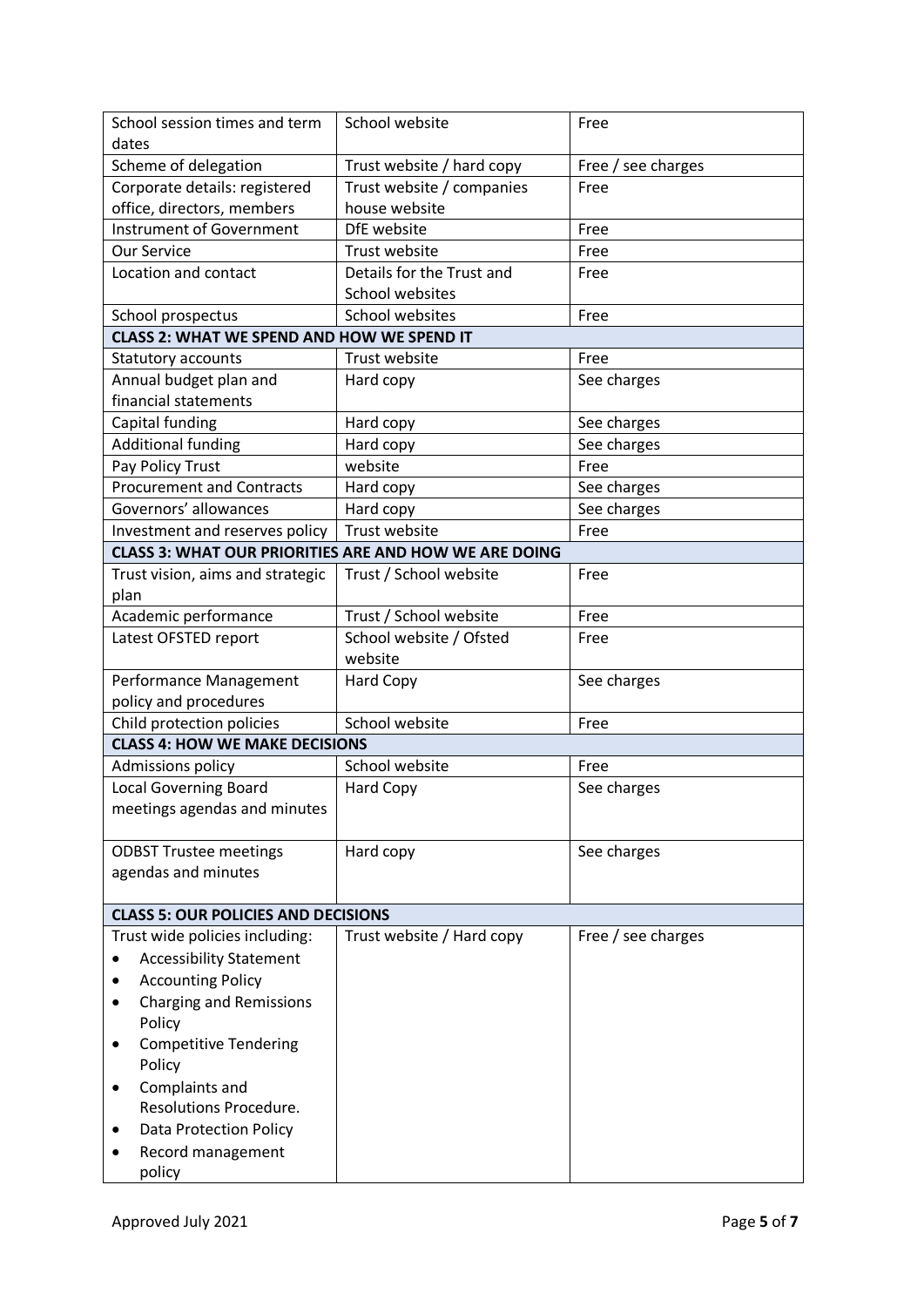| | | |
|---|---|---|
| School session times and term dates | School website | Free |
| Scheme of delegation | Trust website / hard copy | Free / see charges |
| Corporate details: registered office, directors, members | Trust website / companies house website | Free |
| Instrument of Government | DfE website | Free |
| Our Service | Trust website | Free |
| Location and contact | Details for the Trust and School websites | Free |
| School prospectus | School websites | Free |
| **CLASS 2: WHAT WE SPEND AND HOW WE SPEND IT** | | |
| Statutory accounts | Trust website | Free |
| Annual budget plan and financial statements | Hard copy | See charges |
| Capital funding | Hard copy | See charges |
| Additional funding | Hard copy | See charges |
| Pay Policy Trust | website | Free |
| Procurement and Contracts | Hard copy | See charges |
| Governors' allowances | Hard copy | See charges |
| Investment and reserves policy | Trust website | Free |
| **CLASS 3: WHAT OUR PRIORITIES ARE AND HOW WE ARE DOING** | | |
| Trust vision, aims and strategic plan | Trust / School website | Free |
| Academic performance | Trust / School website | Free |
| Latest OFSTED report | School website / Ofsted website | Free |
| Performance Management policy and procedures | Hard Copy | See charges |
| Child protection policies | School website | Free |
| **CLASS 4: HOW WE MAKE DECISIONS** | | |
| Admissions policy | School website | Free |
| Local Governing Board meetings agendas and minutes | Hard Copy | See charges |
| ODBST Trustee meetings agendas and minutes | Hard copy | See charges |
| **CLASS 5: OUR POLICIES AND DECISIONS** | | |
| Trust wide policies including: <br>• Accessibility Statement <br>• Accounting Policy <br>• Charging and Remissions Policy <br>• Competitive Tendering Policy <br>• Complaints and Resolutions Procedure. <br>• Data Protection Policy <br>• Record management policy | Trust website / Hard copy | Free / see charges |

Approved July 2021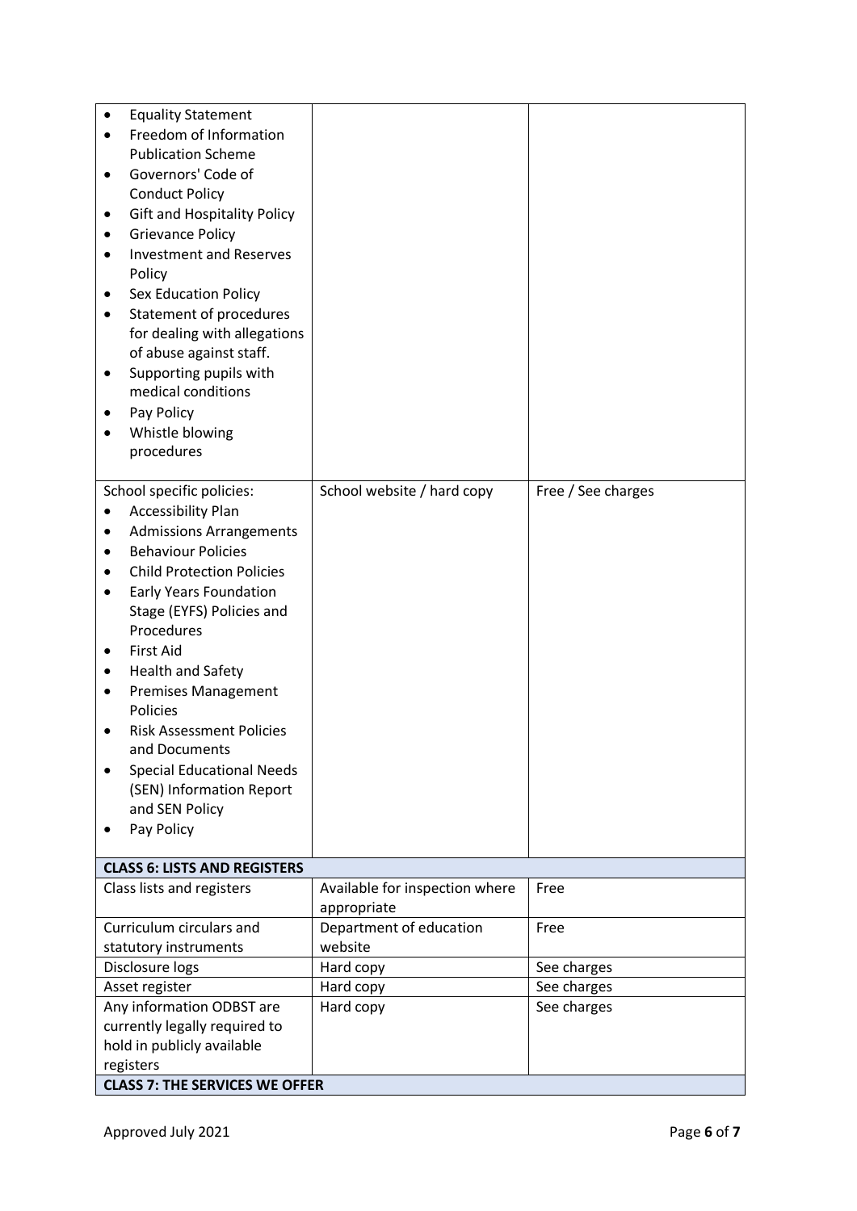| | | |
|---|---|---|
| • Equality Statement<br>• Freedom of Information Publication Scheme<br>• Governors' Code of Conduct Policy<br>• Gift and Hospitality Policy<br>• Grievance Policy<br>• Investment and Reserves Policy<br>• Sex Education Policy<br>• Statement of procedures for dealing with allegations of abuse against staff.<br>• Supporting pupils with medical conditions<br>• Pay Policy<br>• Whistle blowing procedures | | |
| School specific policies:<br>• Accessibility Plan<br>• Admissions Arrangements<br>• Behaviour Policies<br>• Child Protection Policies<br>• Early Years Foundation Stage (EYFS) Policies and Procedures<br>• First Aid<br>• Health and Safety<br>• Premises Management Policies<br>• Risk Assessment Policies and Documents<br>• Special Educational Needs (SEN) Information Report and SEN Policy<br>• Pay Policy | School website / hard copy | Free / See charges |
| **CLASS 6: LISTS AND REGISTERS** | | |
| Class lists and registers | Available for inspection where appropriate | Free |
| Curriculum circulars and statutory instruments | Department of education website | Free |
| Disclosure logs | Hard copy | See charges |
| Asset register | Hard copy | See charges |
| Any information ODBST are currently legally required to hold in publicly available registers | Hard copy | See charges |
| **CLASS 7: THE SERVICES WE OFFER** | | |

Approved July 2021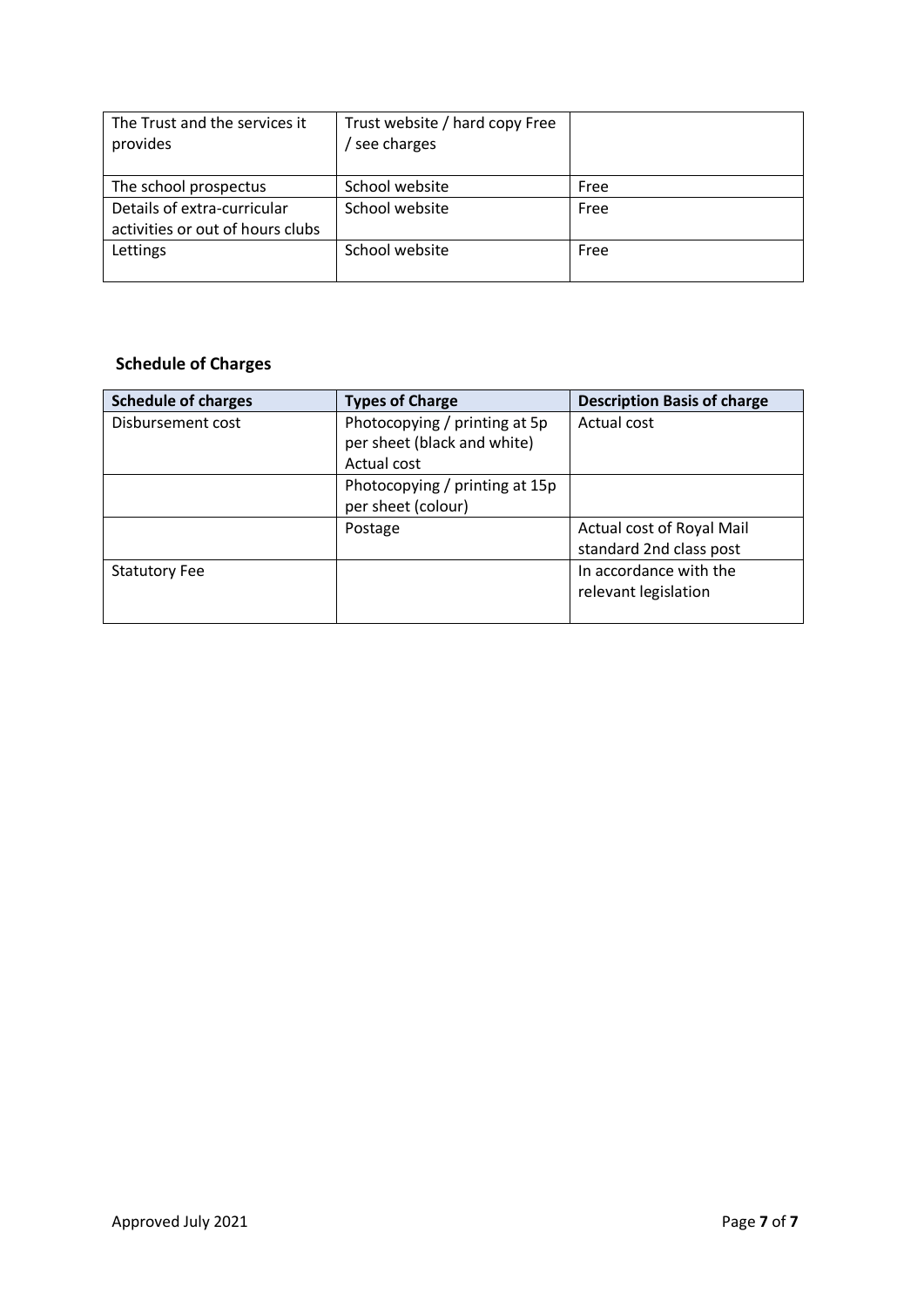| | | |
|---|---|---|
| The Trust and the services it provides | Trust website / hard copy Free / see charges | |
| The school prospectus | School website | Free |
| Details of extra-curricular activities or out of hours clubs | School website | Free |
| Lettings | School website | Free |

## Schedule of Charges

| Schedule of charges | Types of Charge | Description Basis of charge |
|---|---|---|
| Disbursement cost | Photocopying / printing at 5p per sheet (black and white) Actual cost | Actual cost |
| | Photocopying / printing at 15p per sheet (colour) | |
| | Postage | Actual cost of Royal Mail standard 2nd class post |
| Statutory Fee | | In accordance with the relevant legislation |

Approved July 2021